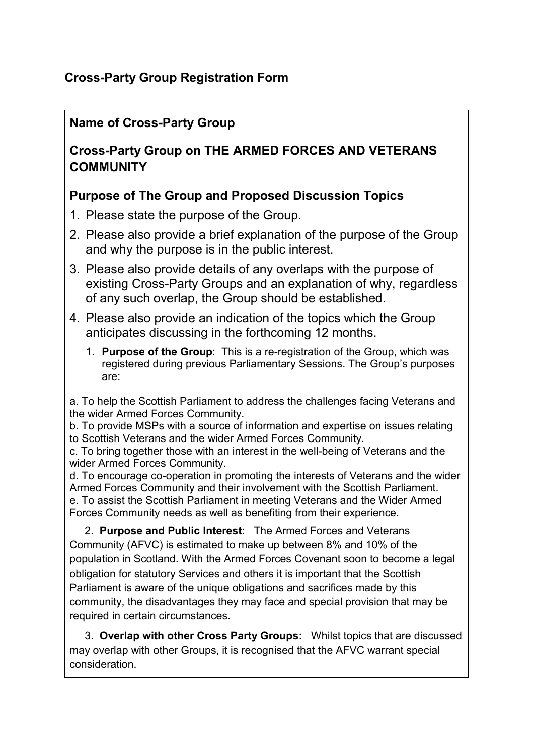## Cross-Party Group Registration Form

### Name of Cross-Party Group

### Cross-Party Group on THE ARMED FORCES AND VETERANS COMMUNITY

### Purpose of The Group and Proposed Discussion Topics

1. Please state the purpose of the Group.
2. Please also provide a brief explanation of the purpose of the Group and why the purpose is in the public interest.
3. Please also provide details of any overlaps with the purpose of existing Cross-Party Groups and an explanation of why, regardless of any such overlap, the Group should be established.
4. Please also provide an indication of the topics which the Group anticipates discussing in the forthcoming 12 months.

1. **Purpose of the Group**: This is a re-registration of the Group, which was registered during previous Parliamentary Sessions. The Group's purposes are:

a. To help the Scottish Parliament to address the challenges facing Veterans and the wider Armed Forces Community.
b. To provide MSPs with a source of information and expertise on issues relating to Scottish Veterans and the wider Armed Forces Community.
c. To bring together those with an interest in the well-being of Veterans and the wider Armed Forces Community.
d. To encourage co-operation in promoting the interests of Veterans and the wider Armed Forces Community and their involvement with the Scottish Parliament.
e. To assist the Scottish Parliament in meeting Veterans and the Wider Armed Forces Community needs as well as benefiting from their experience.

2. **Purpose and Public Interest**: The Armed Forces and Veterans Community (AFVC) is estimated to make up between 8% and 10% of the population in Scotland. With the Armed Forces Covenant soon to become a legal obligation for statutory Services and others it is important that the Scottish Parliament is aware of the unique obligations and sacrifices made by this community, the disadvantages they may face and special provision that may be required in certain circumstances.

3. **Overlap with other Cross Party Groups:** Whilst topics that are discussed may overlap with other Groups, it is recognised that the AFVC warrant special consideration.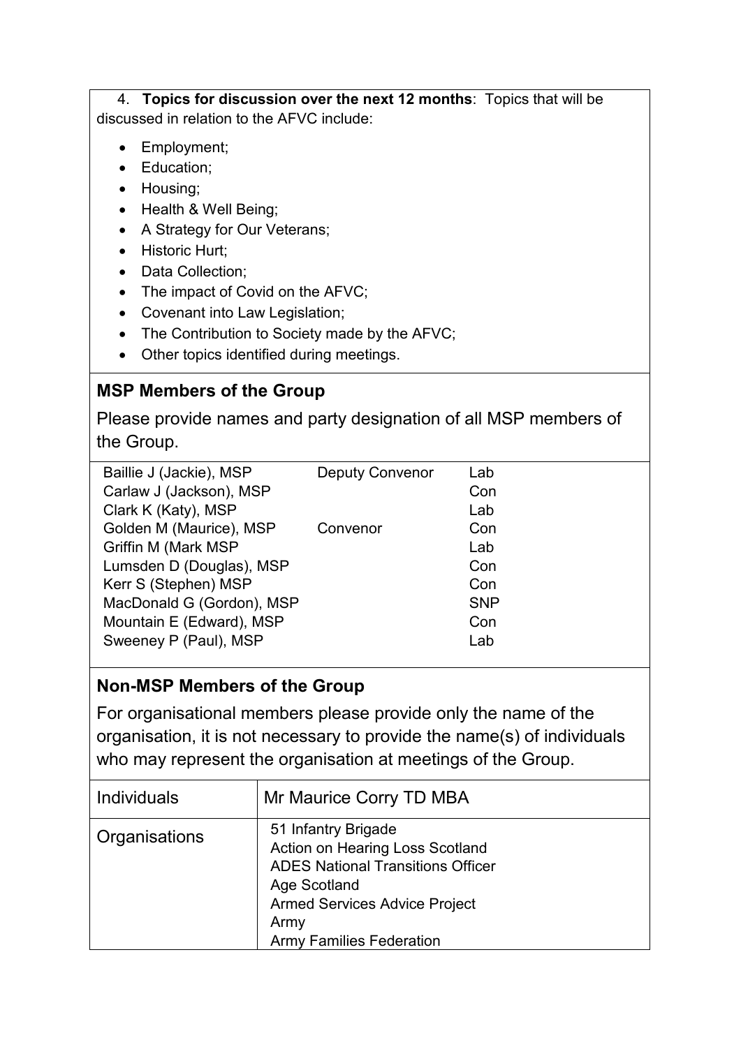4. **Topics for discussion over the next 12 months**: Topics that will be discussed in relation to the AFVC include:

- Employment;
- Education;
- Housing;
- Health & Well Being;
- A Strategy for Our Veterans;
- Historic Hurt;
- Data Collection;
- The impact of Covid on the AFVC;
- Covenant into Law Legislation;
- The Contribution to Society made by the AFVC;
- Other topics identified during meetings.

## MSP Members of the Group

Please provide names and party designation of all MSP members of the Group.

| | | |
|---|---|---|
| Baillie J (Jackie), MSP | Deputy Convenor | Lab |
| Carlaw J (Jackson), MSP | | Con |
| Clark K (Katy), MSP | | Lab |
| Golden M (Maurice), MSP | Convenor | Con |
| Griffin M (Mark MSP | | Lab |
| Lumsden D (Douglas), MSP | | Con |
| Kerr S (Stephen) MSP | | Con |
| MacDonald G (Gordon), MSP | | SNP |
| Mountain E (Edward), MSP | | Con |
| Sweeney P (Paul), MSP | | Lab |

## Non-MSP Members of the Group

For organisational members please provide only the name of the organisation, it is not necessary to provide the name(s) of individuals who may represent the organisation at meetings of the Group.

| | |
|---|---|
| Individuals | Mr Maurice Corry TD MBA |
| Organisations | 51 Infantry Brigade<br>Action on Hearing Loss Scotland<br>ADES National Transitions Officer<br>Age Scotland<br>Armed Services Advice Project<br>Army<br>Army Families Federation |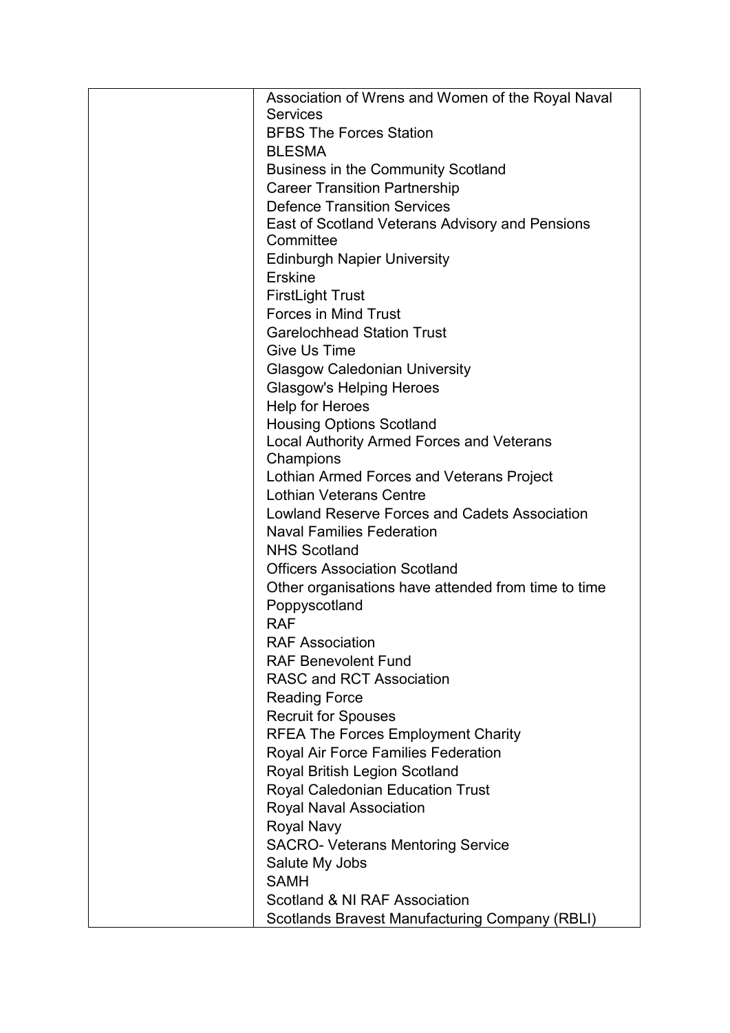| | |
|---|---|
| | Association of Wrens and Women of the Royal Naval Services<br>BFBS The Forces Station<br>BLESMA<br>Business in the Community Scotland<br>Career Transition Partnership<br>Defence Transition Services<br>East of Scotland Veterans Advisory and Pensions Committee<br>Edinburgh Napier University<br>Erskine<br>FirstLight Trust<br>Forces in Mind Trust<br>Garelochhead Station Trust<br>Give Us Time<br>Glasgow Caledonian University<br>Glasgow's Helping Heroes<br>Help for Heroes<br>Housing Options Scotland<br>Local Authority Armed Forces and Veterans Champions<br>Lothian Armed Forces and Veterans Project<br>Lothian Veterans Centre<br>Lowland Reserve Forces and Cadets Association<br>Naval Families Federation<br>NHS Scotland<br>Officers Association Scotland<br>Other organisations have attended from time to time<br>Poppyscotland<br>RAF<br>RAF Association<br>RAF Benevolent Fund<br>RASC and RCT Association<br>Reading Force<br>Recruit for Spouses<br>RFEA The Forces Employment Charity<br>Royal Air Force Families Federation<br>Royal British Legion Scotland<br>Royal Caledonian Education Trust<br>Royal Naval Association<br>Royal Navy<br>SACRO- Veterans Mentoring Service<br>Salute My Jobs<br>SAMH<br>Scotland & NI RAF Association<br>Scotlands Bravest Manufacturing Company (RBLI) |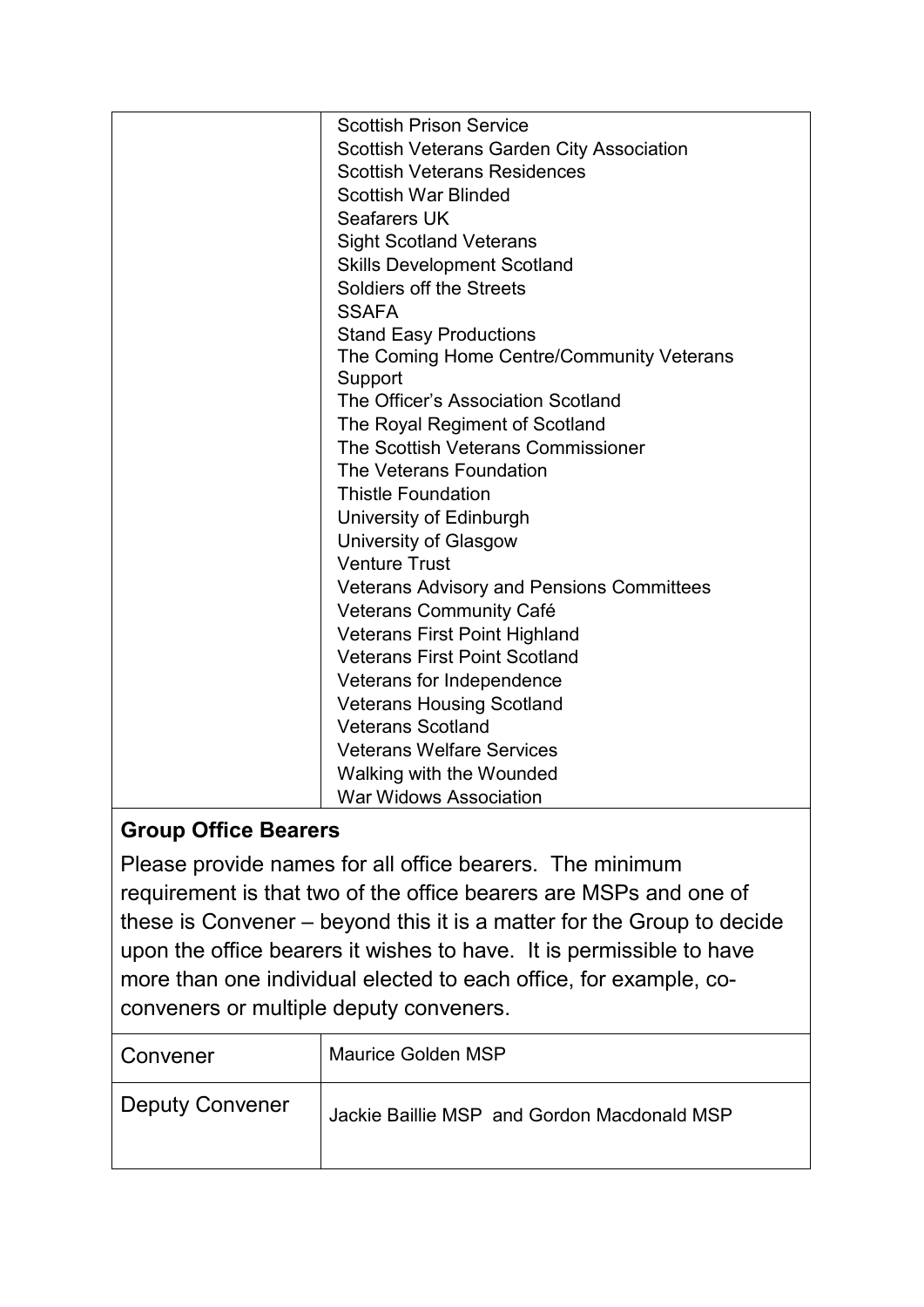| | |
|---|---|
| | Scottish Prison Service<br>Scottish Veterans Garden City Association<br>Scottish Veterans Residences<br>Scottish War Blinded<br>Seafarers UK<br>Sight Scotland Veterans<br>Skills Development Scotland<br>Soldiers off the Streets<br>SSAFA<br>Stand Easy Productions<br>The Coming Home Centre/Community Veterans Support<br>The Officer's Association Scotland<br>The Royal Regiment of Scotland<br>The Scottish Veterans Commissioner<br>The Veterans Foundation<br>Thistle Foundation<br>University of Edinburgh<br>University of Glasgow<br>Venture Trust<br>Veterans Advisory and Pensions Committees<br>Veterans Community Café<br>Veterans First Point Highland<br>Veterans First Point Scotland<br>Veterans for Independence<br>Veterans Housing Scotland<br>Veterans Scotland<br>Veterans Welfare Services<br>Walking with the Wounded<br>War Widows Association |

**Group Office Bearers**

Please provide names for all office bearers. The minimum requirement is that two of the office bearers are MSPs and one of these is Convener – beyond this it is a matter for the Group to decide upon the office bearers it wishes to have. It is permissible to have more than one individual elected to each office, for example, co-conveners or multiple deputy conveners.

| | |
|---|---|
| Convener | Maurice Golden MSP |
| Deputy Convener | Jackie Baillie MSP and Gordon Macdonald MSP |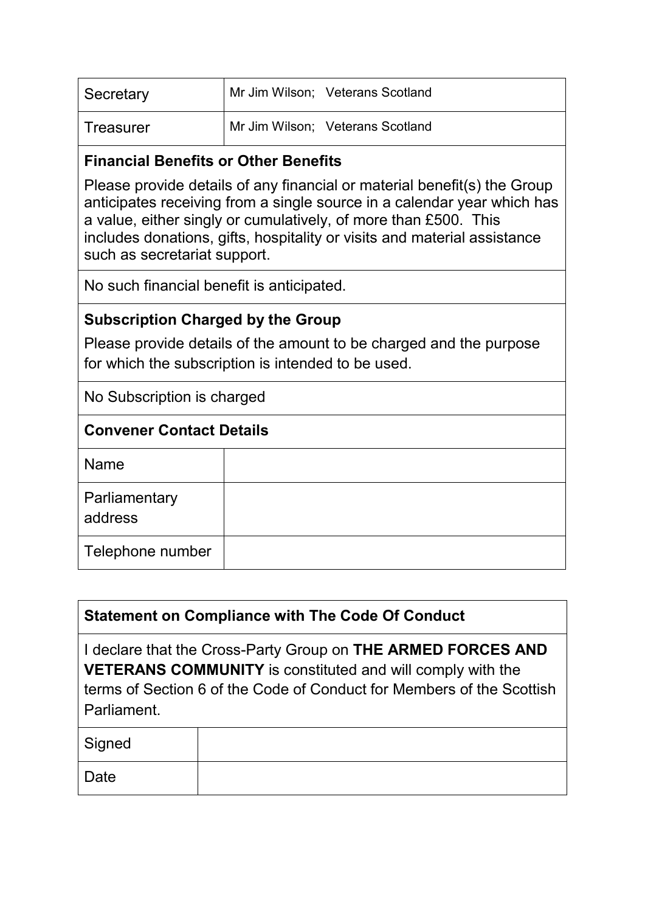| | |
|---|---|
| Secretary | Mr Jim Wilson; Veterans Scotland |
| Treasurer | Mr Jim Wilson; Veterans Scotland |

**Financial Benefits or Other Benefits**

Please provide details of any financial or material benefit(s) the Group anticipates receiving from a single source in a calendar year which has a value, either singly or cumulatively, of more than £500. This includes donations, gifts, hospitality or visits and material assistance such as secretariat support.

No such financial benefit is anticipated.

**Subscription Charged by the Group**

Please provide details of the amount to be charged and the purpose for which the subscription is intended to be used.

No Subscription is charged

**Convener Contact Details**

| | |
|---|---|
| Name | |
| Parliamentary address | |
| Telephone number | |

**Statement on Compliance with The Code Of Conduct**

I declare that the Cross-Party Group on **THE ARMED FORCES AND VETERANS COMMUNITY** is constituted and will comply with the terms of Section 6 of the Code of Conduct for Members of the Scottish Parliament.

| | |
|---|---|
| Signed | |
| Date | |